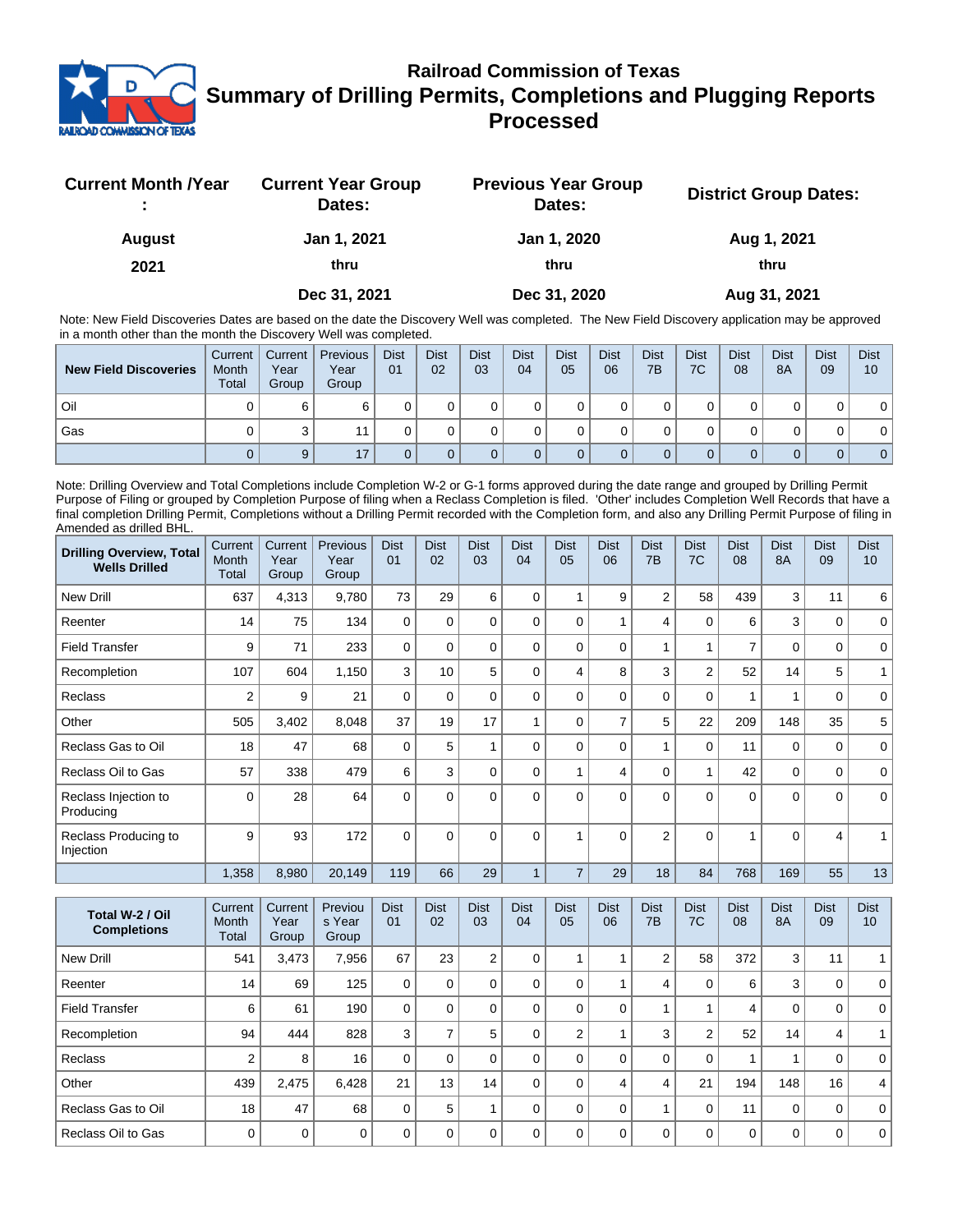# Railroad Commission of Texas

## Summary of Drilling Permits, Completions and Plugging Reports Processed

| Current Month /Year : | Current Year Group Dates: | Previous Year Group Dates: | District Group Dates: |
|---|---|---|---|
| August | Jan 1, 2021 | Jan 1, 2020 | Aug 1, 2021 |
| 2021 | thru | thru | thru |
| | Dec 31, 2021 | Dec 31, 2020 | Aug 31, 2021 |

Note: New Field Discoveries Dates are based on the date the Discovery Well was completed. The New Field Discovery application may be approved in a month other than the month the Discovery Well was completed.

| New Field Discoveries | Current Month Total | Current Year Group | Previous Year Group | Dist 01 | Dist 02 | Dist 03 | Dist 04 | Dist 05 | Dist 06 | Dist 7B | Dist 7C | Dist 08 | Dist 8A | Dist 09 | Dist 10 |
|---|---|---|---|---|---|---|---|---|---|---|---|---|---|---|---|
| Oil | 0 | 6 | 6 | 0 | 0 | 0 | 0 | 0 | 0 | 0 | 0 | 0 | 0 | 0 | 0 |
| Gas | 0 | 3 | 11 | 0 | 0 | 0 | 0 | 0 | 0 | 0 | 0 | 0 | 0 | 0 | 0 |
| | 0 | 9 | 17 | 0 | 0 | 0 | 0 | 0 | 0 | 0 | 0 | 0 | 0 | 0 | 0 |

Note: Drilling Overview and Total Completions include Completion W-2 or G-1 forms approved during the date range and grouped by Drilling Permit Purpose of Filing or grouped by Completion Purpose of filing when a Reclass Completion is filed. 'Other' includes Completion Well Records that have a final completion Drilling Permit, Completions without a Drilling Permit recorded with the Completion form, and also any Drilling Permit Purpose of filing in Amended as drilled BHL.

| Drilling Overview, Total Wells Drilled | Current Month Total | Current Year Group | Previous Year Group | Dist 01 | Dist 02 | Dist 03 | Dist 04 | Dist 05 | Dist 06 | Dist 7B | Dist 7C | Dist 08 | Dist 8A | Dist 09 | Dist 10 |
|---|---|---|---|---|---|---|---|---|---|---|---|---|---|---|---|
| New Drill | 637 | 4,313 | 9,780 | 73 | 29 | 6 | 0 | 1 | 9 | 2 | 58 | 439 | 3 | 11 | 6 |
| Reenter | 14 | 75 | 134 | 0 | 0 | 0 | 0 | 0 | 1 | 4 | 0 | 6 | 3 | 0 | 0 |
| Field Transfer | 9 | 71 | 233 | 0 | 0 | 0 | 0 | 0 | 0 | 1 | 1 | 7 | 0 | 0 | 0 |
| Recompletion | 107 | 604 | 1,150 | 3 | 10 | 5 | 0 | 4 | 8 | 3 | 2 | 52 | 14 | 5 | 1 |
| Reclass | 2 | 9 | 21 | 0 | 0 | 0 | 0 | 0 | 0 | 0 | 0 | 1 | 1 | 0 | 0 |
| Other | 505 | 3,402 | 8,048 | 37 | 19 | 17 | 1 | 0 | 7 | 5 | 22 | 209 | 148 | 35 | 5 |
| Reclass Gas to Oil | 18 | 47 | 68 | 0 | 5 | 1 | 0 | 0 | 0 | 1 | 0 | 11 | 0 | 0 | 0 |
| Reclass Oil to Gas | 57 | 338 | 479 | 6 | 3 | 0 | 0 | 1 | 4 | 0 | 1 | 42 | 0 | 0 | 0 |
| Reclass Injection to Producing | 0 | 28 | 64 | 0 | 0 | 0 | 0 | 0 | 0 | 0 | 0 | 0 | 0 | 0 | 0 |
| Reclass Producing to Injection | 9 | 93 | 172 | 0 | 0 | 0 | 0 | 1 | 0 | 2 | 0 | 1 | 0 | 4 | 1 |
| | 1,358 | 8,980 | 20,149 | 119 | 66 | 29 | 1 | 7 | 29 | 18 | 84 | 768 | 169 | 55 | 13 |

| Total W-2 / Oil Completions | Current Month Total | Current Year Group | Previous Year Group | Dist 01 | Dist 02 | Dist 03 | Dist 04 | Dist 05 | Dist 06 | Dist 7B | Dist 7C | Dist 08 | Dist 8A | Dist 09 | Dist 10 |
|---|---|---|---|---|---|---|---|---|---|---|---|---|---|---|---|
| New Drill | 541 | 3,473 | 7,956 | 67 | 23 | 2 | 0 | 1 | 1 | 2 | 58 | 372 | 3 | 11 | 1 |
| Reenter | 14 | 69 | 125 | 0 | 0 | 0 | 0 | 0 | 1 | 4 | 0 | 6 | 3 | 0 | 0 |
| Field Transfer | 6 | 61 | 190 | 0 | 0 | 0 | 0 | 0 | 0 | 1 | 1 | 4 | 0 | 0 | 0 |
| Recompletion | 94 | 444 | 828 | 3 | 7 | 5 | 0 | 2 | 1 | 3 | 2 | 52 | 14 | 4 | 1 |
| Reclass | 2 | 8 | 16 | 0 | 0 | 0 | 0 | 0 | 0 | 0 | 0 | 1 | 1 | 0 | 0 |
| Other | 439 | 2,475 | 6,428 | 21 | 13 | 14 | 0 | 0 | 4 | 4 | 21 | 194 | 148 | 16 | 4 |
| Reclass Gas to Oil | 18 | 47 | 68 | 0 | 5 | 1 | 0 | 0 | 0 | 1 | 0 | 11 | 0 | 0 | 0 |
| Reclass Oil to Gas | 0 | 0 | 0 | 0 | 0 | 0 | 0 | 0 | 0 | 0 | 0 | 0 | 0 | 0 | 0 |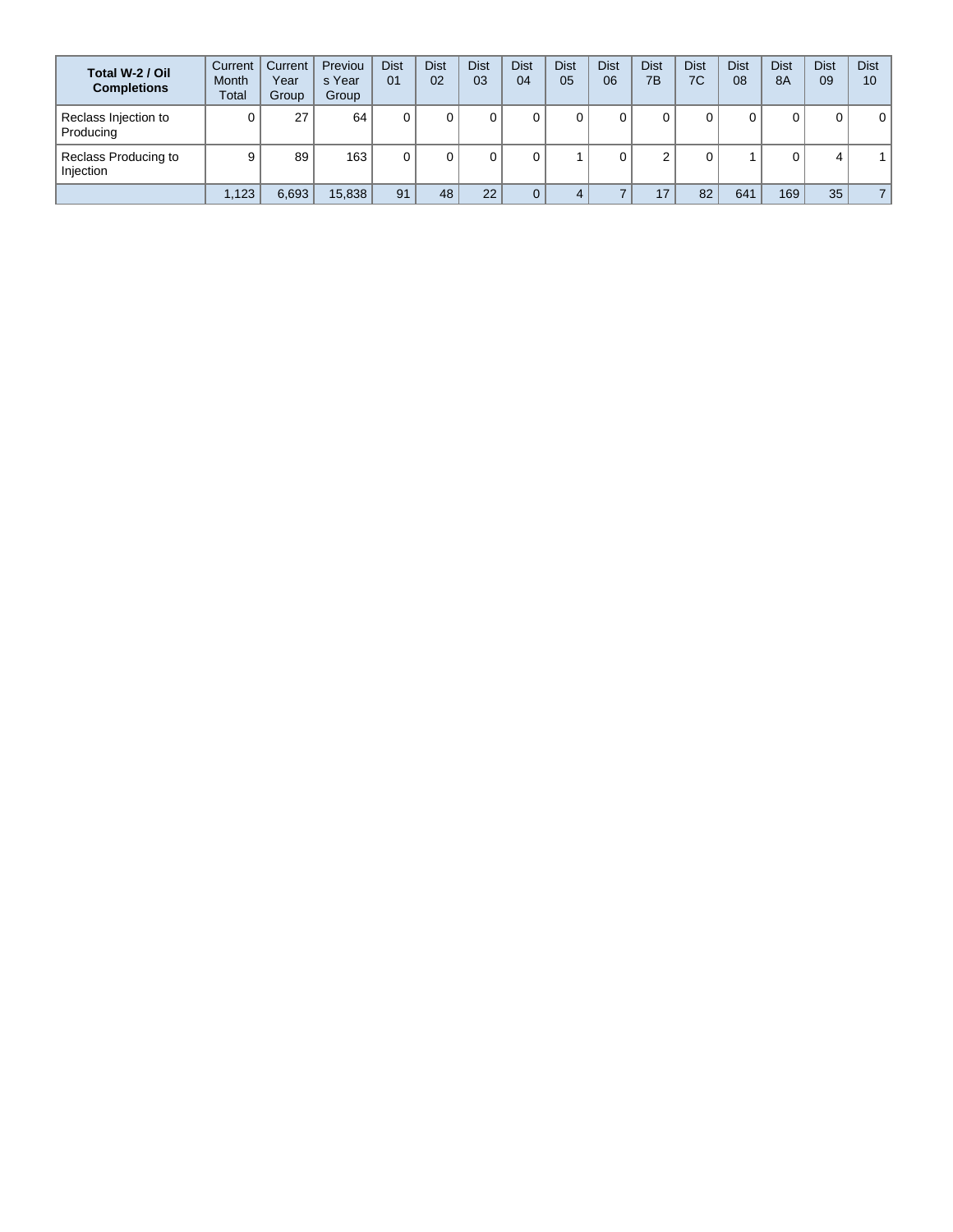| Total W-2 / Oil Completions | Current Month Total | Current Year Group | Previous Year Group | Dist 01 | Dist 02 | Dist 03 | Dist 04 | Dist 05 | Dist 06 | Dist 7B | Dist 7C | Dist 08 | Dist 8A | Dist 09 | Dist 10 |
|---|---|---|---|---|---|---|---|---|---|---|---|---|---|---|---|
| Reclass Injection to Producing | 0 | 27 | 64 | 0 | 0 | 0 | 0 | 0 | 0 | 0 | 0 | 0 | 0 | 0 | 0 |
| Reclass Producing to Injection | 9 | 89 | 163 | 0 | 0 | 0 | 0 | 1 | 0 | 2 | 0 | 1 | 0 | 4 | 1 |
| | 1,123 | 6,693 | 15,838 | 91 | 48 | 22 | 0 | 4 | 7 | 17 | 82 | 641 | 169 | 35 | 7 |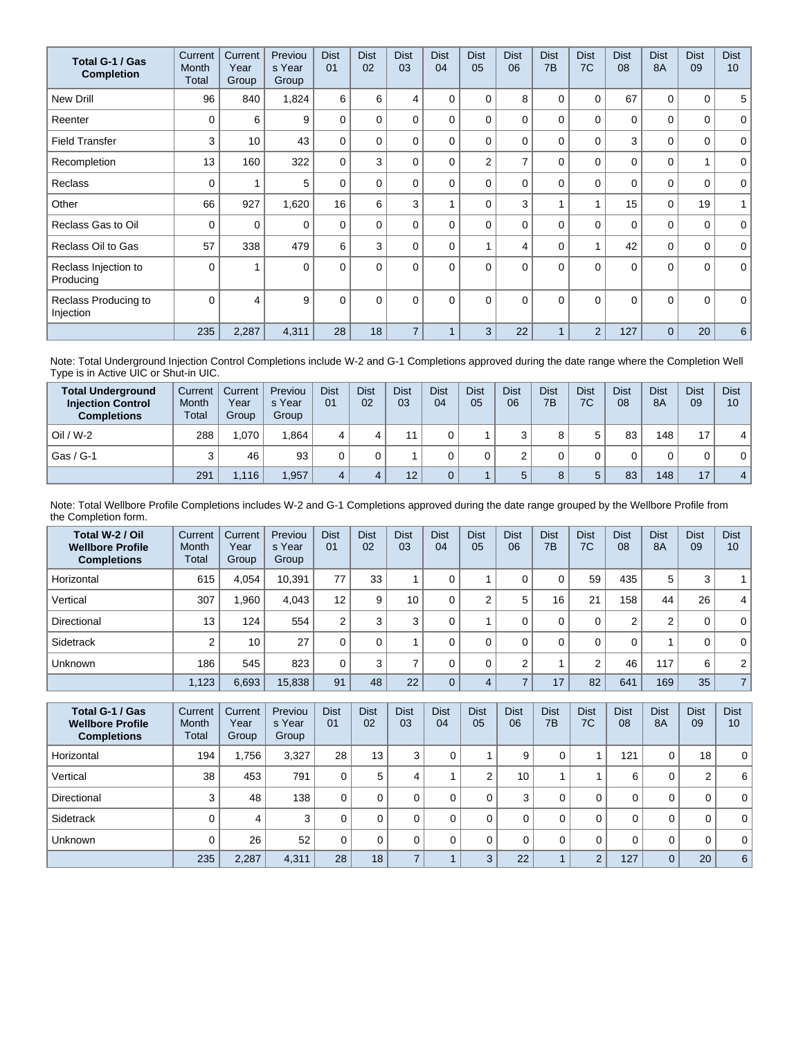| Total G-1 / Gas Completion | Current Month Total | Current Year Group | Previous Year Group | Dist 01 | Dist 02 | Dist 03 | Dist 04 | Dist 05 | Dist 06 | Dist 7B | Dist 7C | Dist 08 | Dist 8A | Dist 09 | Dist 10 |
|---|---|---|---|---|---|---|---|---|---|---|---|---|---|---|---|
| New Drill | 96 | 840 | 1,824 | 6 | 6 | 4 | 0 | 0 | 8 | 0 | 0 | 67 | 0 | 0 | 5 |
| Reenter | 0 | 6 | 9 | 0 | 0 | 0 | 0 | 0 | 0 | 0 | 0 | 0 | 0 | 0 | 0 |
| Field Transfer | 3 | 10 | 43 | 0 | 0 | 0 | 0 | 0 | 0 | 0 | 0 | 3 | 0 | 0 | 0 |
| Recompletion | 13 | 160 | 322 | 0 | 3 | 0 | 0 | 2 | 7 | 0 | 0 | 0 | 0 | 1 | 0 |
| Reclass | 0 | 1 | 5 | 0 | 0 | 0 | 0 | 0 | 0 | 0 | 0 | 0 | 0 | 0 | 0 |
| Other | 66 | 927 | 1,620 | 16 | 6 | 3 | 1 | 0 | 3 | 1 | 1 | 15 | 0 | 19 | 1 |
| Reclass Gas to Oil | 0 | 0 | 0 | 0 | 0 | 0 | 0 | 0 | 0 | 0 | 0 | 0 | 0 | 0 | 0 |
| Reclass Oil to Gas | 57 | 338 | 479 | 6 | 3 | 0 | 0 | 1 | 4 | 0 | 1 | 42 | 0 | 0 | 0 |
| Reclass Injection to Producing | 0 | 1 | 0 | 0 | 0 | 0 | 0 | 0 | 0 | 0 | 0 | 0 | 0 | 0 | 0 |
| Reclass Producing to Injection | 0 | 4 | 9 | 0 | 0 | 0 | 0 | 0 | 0 | 0 | 0 | 0 | 0 | 0 | 0 |
| | 235 | 2,287 | 4,311 | 28 | 18 | 7 | 1 | 3 | 22 | 1 | 2 | 127 | 0 | 20 | 6 |

Note: Total Underground Injection Control Completions include W-2 and G-1 Completions approved during the date range where the Completion Well Type is in Active UIC or Shut-in UIC.

| Total Underground Injection Control Completions | Current Month Total | Current Year Group | Previous Year Group | Dist 01 | Dist 02 | Dist 03 | Dist 04 | Dist 05 | Dist 06 | Dist 7B | Dist 7C | Dist 08 | Dist 8A | Dist 09 | Dist 10 |
|---|---|---|---|---|---|---|---|---|---|---|---|---|---|---|---|
| Oil / W-2 | 288 | 1,070 | 1,864 | 4 | 4 | 11 | 0 | 1 | 3 | 8 | 5 | 83 | 148 | 17 | 4 |
| Gas / G-1 | 3 | 46 | 93 | 0 | 0 | 1 | 0 | 0 | 2 | 0 | 0 | 0 | 0 | 0 | 0 |
| | 291 | 1,116 | 1,957 | 4 | 4 | 12 | 0 | 1 | 5 | 8 | 5 | 83 | 148 | 17 | 4 |

Note: Total Wellbore Profile Completions includes W-2 and G-1 Completions approved during the date range grouped by the Wellbore Profile from the Completion form.

| Total W-2 / Oil Wellbore Profile Completions | Current Month Total | Current Year Group | Previous Year Group | Dist 01 | Dist 02 | Dist 03 | Dist 04 | Dist 05 | Dist 06 | Dist 7B | Dist 7C | Dist 08 | Dist 8A | Dist 09 | Dist 10 |
|---|---|---|---|---|---|---|---|---|---|---|---|---|---|---|---|
| Horizontal | 615 | 4,054 | 10,391 | 77 | 33 | 1 | 0 | 1 | 0 | 0 | 59 | 435 | 5 | 3 | 1 |
| Vertical | 307 | 1,960 | 4,043 | 12 | 9 | 10 | 0 | 2 | 5 | 16 | 21 | 158 | 44 | 26 | 4 |
| Directional | 13 | 124 | 554 | 2 | 3 | 3 | 0 | 1 | 0 | 0 | 0 | 2 | 2 | 0 | 0 |
| Sidetrack | 2 | 10 | 27 | 0 | 0 | 1 | 0 | 0 | 0 | 0 | 0 | 0 | 1 | 0 | 0 |
| Unknown | 186 | 545 | 823 | 0 | 3 | 7 | 0 | 0 | 2 | 1 | 2 | 46 | 117 | 6 | 2 |
| | 1,123 | 6,693 | 15,838 | 91 | 48 | 22 | 0 | 4 | 7 | 17 | 82 | 641 | 169 | 35 | 7 |

| Total G-1 / Gas Wellbore Profile Completions | Current Month Total | Current Year Group | Previous Year Group | Dist 01 | Dist 02 | Dist 03 | Dist 04 | Dist 05 | Dist 06 | Dist 7B | Dist 7C | Dist 08 | Dist 8A | Dist 09 | Dist 10 |
|---|---|---|---|---|---|---|---|---|---|---|---|---|---|---|---|
| Horizontal | 194 | 1,756 | 3,327 | 28 | 13 | 3 | 0 | 1 | 9 | 0 | 1 | 121 | 0 | 18 | 0 |
| Vertical | 38 | 453 | 791 | 0 | 5 | 4 | 1 | 2 | 10 | 1 | 1 | 6 | 0 | 2 | 6 |
| Directional | 3 | 48 | 138 | 0 | 0 | 0 | 0 | 0 | 3 | 0 | 0 | 0 | 0 | 0 | 0 |
| Sidetrack | 0 | 4 | 3 | 0 | 0 | 0 | 0 | 0 | 0 | 0 | 0 | 0 | 0 | 0 | 0 |
| Unknown | 0 | 26 | 52 | 0 | 0 | 0 | 0 | 0 | 0 | 0 | 0 | 0 | 0 | 0 | 0 |
| | 235 | 2,287 | 4,311 | 28 | 18 | 7 | 1 | 3 | 22 | 1 | 2 | 127 | 0 | 20 | 6 |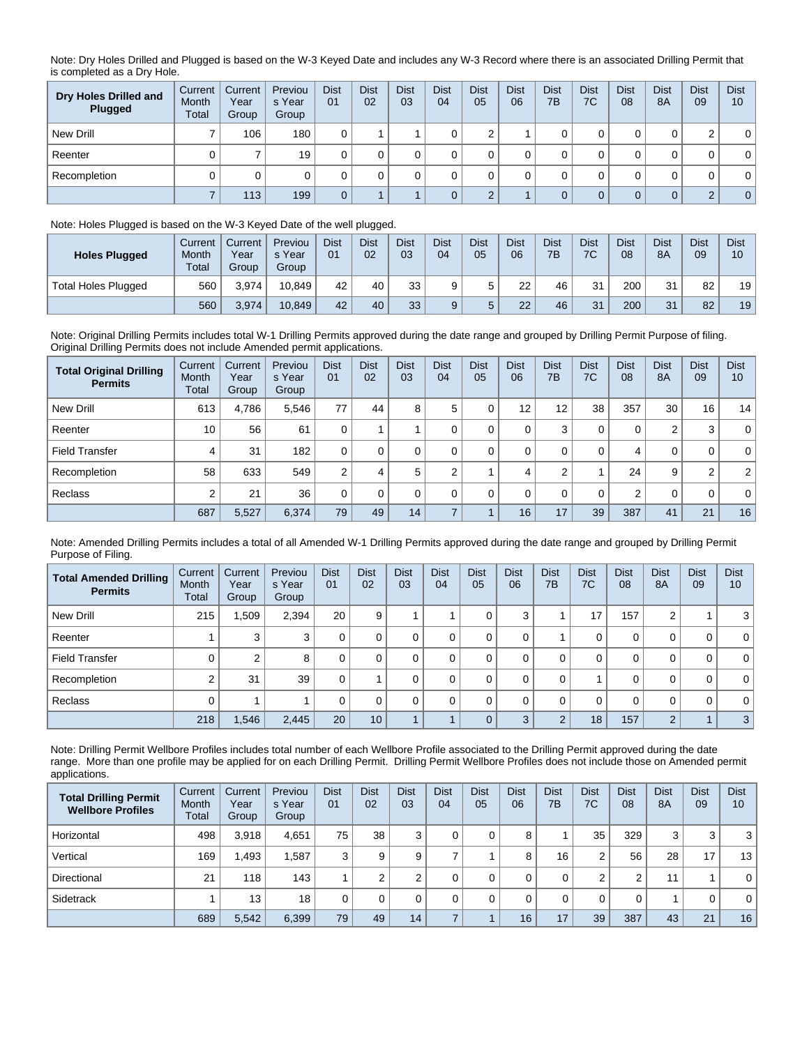Note: Dry Holes Drilled and Plugged is based on the W-3 Keyed Date and includes any W-3 Record where there is an associated Drilling Permit that is completed as a Dry Hole.

| Dry Holes Drilled and Plugged | Current Month Total | Current Year Group | Previous Year Group | Dist 01 | Dist 02 | Dist 03 | Dist 04 | Dist 05 | Dist 06 | Dist 7B | Dist 7C | Dist 08 | Dist 8A | Dist 09 | Dist 10 |
|---|---|---|---|---|---|---|---|---|---|---|---|---|---|---|---|
| New Drill | 7 | 106 | 180 | 0 | 1 | 1 | 0 | 2 | 1 | 0 | 0 | 0 | 0 | 2 | 0 |
| Reenter | 0 | 7 | 19 | 0 | 0 | 0 | 0 | 0 | 0 | 0 | 0 | 0 | 0 | 0 | 0 |
| Recompletion | 0 | 0 | 0 | 0 | 0 | 0 | 0 | 0 | 0 | 0 | 0 | 0 | 0 | 0 | 0 |
| | 7 | 113 | 199 | 0 | 1 | 1 | 0 | 2 | 1 | 0 | 0 | 0 | 0 | 2 | 0 |

Note: Holes Plugged is based on the W-3 Keyed Date of the well plugged.

| Holes Plugged | Current Month Total | Current Year Group | Previous Year Group | Dist 01 | Dist 02 | Dist 03 | Dist 04 | Dist 05 | Dist 06 | Dist 7B | Dist 7C | Dist 08 | Dist 8A | Dist 09 | Dist 10 |
|---|---|---|---|---|---|---|---|---|---|---|---|---|---|---|---|
| Total Holes Plugged | 560 | 3,974 | 10,849 | 42 | 40 | 33 | 9 | 5 | 22 | 46 | 31 | 200 | 31 | 82 | 19 |
| | 560 | 3,974 | 10,849 | 42 | 40 | 33 | 9 | 5 | 22 | 46 | 31 | 200 | 31 | 82 | 19 |

Note: Original Drilling Permits includes total W-1 Drilling Permits approved during the date range and grouped by Drilling Permit Purpose of filing. Original Drilling Permits does not include Amended permit applications.

| Total Original Drilling Permits | Current Month Total | Current Year Group | Previous Year Group | Dist 01 | Dist 02 | Dist 03 | Dist 04 | Dist 05 | Dist 06 | Dist 7B | Dist 7C | Dist 08 | Dist 8A | Dist 09 | Dist 10 |
|---|---|---|---|---|---|---|---|---|---|---|---|---|---|---|---|
| New Drill | 613 | 4,786 | 5,546 | 77 | 44 | 8 | 5 | 0 | 12 | 12 | 38 | 357 | 30 | 16 | 14 |
| Reenter | 10 | 56 | 61 | 0 | 1 | 1 | 0 | 0 | 0 | 3 | 0 | 0 | 2 | 3 | 0 |
| Field Transfer | 4 | 31 | 182 | 0 | 0 | 0 | 0 | 0 | 0 | 0 | 0 | 4 | 0 | 0 | 0 |
| Recompletion | 58 | 633 | 549 | 2 | 4 | 5 | 2 | 1 | 4 | 2 | 1 | 24 | 9 | 2 | 2 |
| Reclass | 2 | 21 | 36 | 0 | 0 | 0 | 0 | 0 | 0 | 0 | 0 | 2 | 0 | 0 | 0 |
| | 687 | 5,527 | 6,374 | 79 | 49 | 14 | 7 | 1 | 16 | 17 | 39 | 387 | 41 | 21 | 16 |

Note: Amended Drilling Permits includes a total of all Amended W-1 Drilling Permits approved during the date range and grouped by Drilling Permit Purpose of Filing.

| Total Amended Drilling Permits | Current Month Total | Current Year Group | Previous Year Group | Dist 01 | Dist 02 | Dist 03 | Dist 04 | Dist 05 | Dist 06 | Dist 7B | Dist 7C | Dist 08 | Dist 8A | Dist 09 | Dist 10 |
|---|---|---|---|---|---|---|---|---|---|---|---|---|---|---|---|
| New Drill | 215 | 1,509 | 2,394 | 20 | 9 | 1 | 1 | 0 | 3 | 1 | 17 | 157 | 2 | 1 | 3 |
| Reenter | 1 | 3 | 3 | 0 | 0 | 0 | 0 | 0 | 0 | 1 | 0 | 0 | 0 | 0 | 0 |
| Field Transfer | 0 | 2 | 8 | 0 | 0 | 0 | 0 | 0 | 0 | 0 | 0 | 0 | 0 | 0 | 0 |
| Recompletion | 2 | 31 | 39 | 0 | 1 | 0 | 0 | 0 | 0 | 0 | 1 | 0 | 0 | 0 | 0 |
| Reclass | 0 | 1 | 1 | 0 | 0 | 0 | 0 | 0 | 0 | 0 | 0 | 0 | 0 | 0 | 0 |
| | 218 | 1,546 | 2,445 | 20 | 10 | 1 | 1 | 0 | 3 | 2 | 18 | 157 | 2 | 1 | 3 |

Note: Drilling Permit Wellbore Profiles includes total number of each Wellbore Profile associated to the Drilling Permit approved during the date range. More than one profile may be applied for on each Drilling Permit. Drilling Permit Wellbore Profiles does not include those on Amended permit applications.

| Total Drilling Permit Wellbore Profiles | Current Month Total | Current Year Group | Previous Year Group | Dist 01 | Dist 02 | Dist 03 | Dist 04 | Dist 05 | Dist 06 | Dist 7B | Dist 7C | Dist 08 | Dist 8A | Dist 09 | Dist 10 |
|---|---|---|---|---|---|---|---|---|---|---|---|---|---|---|---|
| Horizontal | 498 | 3,918 | 4,651 | 75 | 38 | 3 | 0 | 0 | 8 | 1 | 35 | 329 | 3 | 3 | 3 |
| Vertical | 169 | 1,493 | 1,587 | 3 | 9 | 9 | 7 | 1 | 8 | 16 | 2 | 56 | 28 | 17 | 13 |
| Directional | 21 | 118 | 143 | 1 | 2 | 2 | 0 | 0 | 0 | 0 | 2 | 2 | 11 | 1 | 0 |
| Sidetrack | 1 | 13 | 18 | 0 | 0 | 0 | 0 | 0 | 0 | 0 | 0 | 0 | 1 | 0 | 0 |
| | 689 | 5,542 | 6,399 | 79 | 49 | 14 | 7 | 1 | 16 | 17 | 39 | 387 | 43 | 21 | 16 |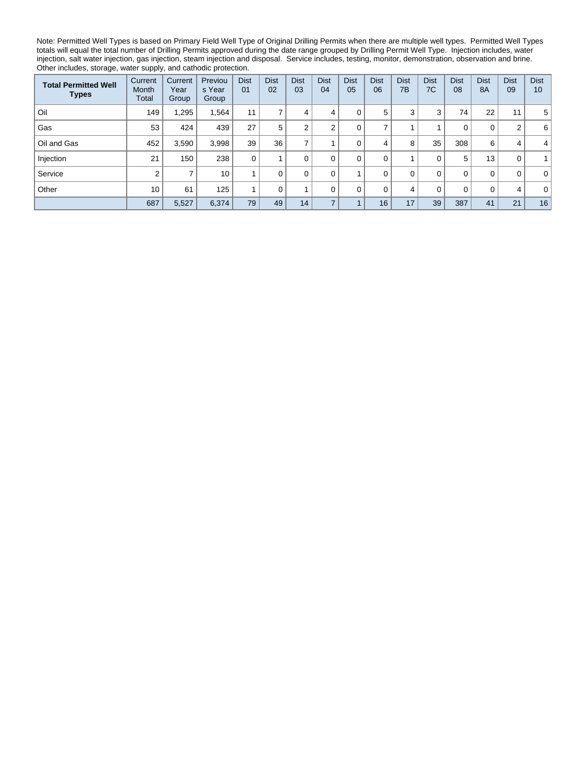Note: Permitted Well Types is based on Primary Field Well Type of Original Drilling Permits when there are multiple well types. Permitted Well Types totals will equal the total number of Drilling Permits approved during the date range grouped by Drilling Permit Well Type. Injection includes, water injection, salt water injection, gas injection, steam injection and disposal. Service includes, testing, monitor, demonstration, observation and brine. Other includes, storage, water supply, and cathodic protection.

| **Total Permitted Well Types** | Current Month Total | Current Year Group | Previous Year Group | Dist 01 | Dist 02 | Dist 03 | Dist 04 | Dist 05 | Dist 06 | Dist 7B | Dist 7C | Dist 08 | Dist 8A | Dist 09 | Dist 10 |
|---|---|---|---|---|---|---|---|---|---|---|---|---|---|---|---|
| Oil | 149 | 1,295 | 1,564 | 11 | 7 | 4 | 4 | 0 | 5 | 3 | 3 | 74 | 22 | 11 | 5 |
| Gas | 53 | 424 | 439 | 27 | 5 | 2 | 2 | 0 | 7 | 1 | 1 | 0 | 0 | 2 | 6 |
| Oil and Gas | 452 | 3,590 | 3,998 | 39 | 36 | 7 | 1 | 0 | 4 | 8 | 35 | 308 | 6 | 4 | 4 |
| Injection | 21 | 150 | 238 | 0 | 1 | 0 | 0 | 0 | 0 | 1 | 0 | 5 | 13 | 0 | 1 |
| Service | 2 | 7 | 10 | 1 | 0 | 0 | 0 | 1 | 0 | 0 | 0 | 0 | 0 | 0 | 0 |
| Other | 10 | 61 | 125 | 1 | 0 | 1 | 0 | 0 | 0 | 4 | 0 | 0 | 0 | 4 | 0 |
| | 687 | 5,527 | 6,374 | 79 | 49 | 14 | 7 | 1 | 16 | 17 | 39 | 387 | 41 | 21 | 16 |